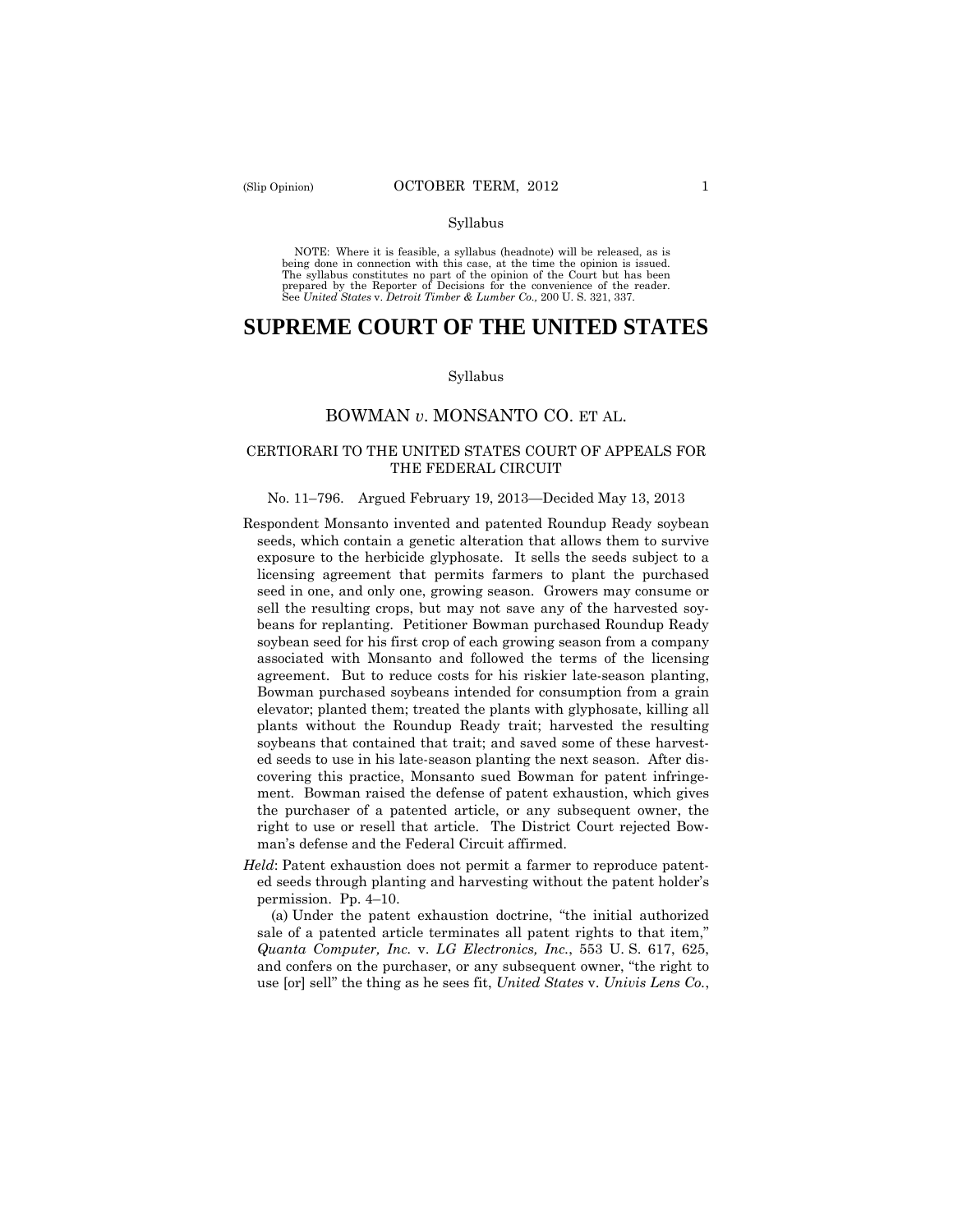Syllabus

NOTE: Where it is feasible, a syllabus (headnote) will be released, as is being done in connection with this case, at the time the opinion is issued. The syllabus constitutes no part of the opinion of the Court but has been prepared by the Reporter of Decisions for the convenience of the reader. See *United States* v. *Detroit Timber & Lumber Co.,* 200 U. S. 321, 337.

# SUPREME COURT OF THE UNITED STATES

Syllabus

## BOWMAN *v.* MONSANTO CO. ET AL.

### CERTIORARI TO THE UNITED STATES COURT OF APPEALS FOR THE FEDERAL CIRCUIT

No. 11–796. Argued February 19, 2013—Decided May 13, 2013

Respondent Monsanto invented and patented Roundup Ready soybean seeds, which contain a genetic alteration that allows them to survive exposure to the herbicide glyphosate. It sells the seeds subject to a licensing agreement that permits farmers to plant the purchased seed in one, and only one, growing season. Growers may consume or sell the resulting crops, but may not save any of the harvested soybeans for replanting. Petitioner Bowman purchased Roundup Ready soybean seed for his first crop of each growing season from a company associated with Monsanto and followed the terms of the licensing agreement. But to reduce costs for his riskier late-season planting, Bowman purchased soybeans intended for consumption from a grain elevator; planted them; treated the plants with glyphosate, killing all plants without the Roundup Ready trait; harvested the resulting soybeans that contained that trait; and saved some of these harvested seeds to use in his late-season planting the next season. After discovering this practice, Monsanto sued Bowman for patent infringement. Bowman raised the defense of patent exhaustion, which gives the purchaser of a patented article, or any subsequent owner, the right to use or resell that article. The District Court rejected Bowman's defense and the Federal Circuit affirmed.

*Held*: Patent exhaustion does not permit a farmer to reproduce patented seeds through planting and harvesting without the patent holder's permission. Pp. 4–10.

(a) Under the patent exhaustion doctrine, "the initial authorized sale of a patented article terminates all patent rights to that item," *Quanta Computer, Inc.* v. *LG Electronics, Inc.*, 553 U. S. 617, 625, and confers on the purchaser, or any subsequent owner, "the right to use [or] sell" the thing as he sees fit, *United States* v. *Univis Lens Co.*,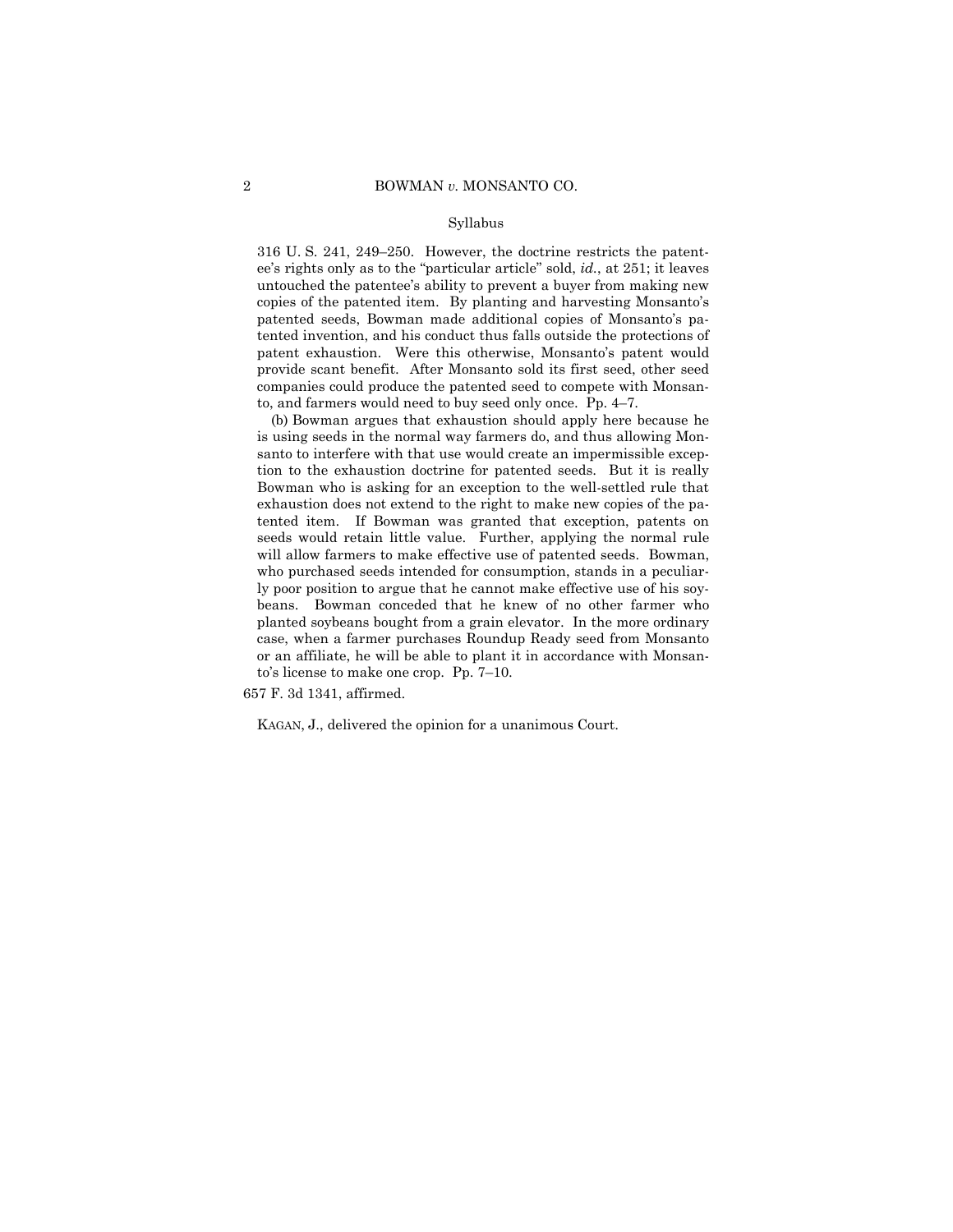Syllabus

316 U. S. 241, 249–250. However, the doctrine restricts the patentee's rights only as to the "particular article" sold, *id.*, at 251; it leaves untouched the patentee's ability to prevent a buyer from making new copies of the patented item. By planting and harvesting Monsanto's patented seeds, Bowman made additional copies of Monsanto's patented invention, and his conduct thus falls outside the protections of patent exhaustion. Were this otherwise, Monsanto's patent would provide scant benefit. After Monsanto sold its first seed, other seed companies could produce the patented seed to compete with Monsanto, and farmers would need to buy seed only once. Pp. 4–7.

(b) Bowman argues that exhaustion should apply here because he is using seeds in the normal way farmers do, and thus allowing Monsanto to interfere with that use would create an impermissible exception to the exhaustion doctrine for patented seeds. But it is really Bowman who is asking for an exception to the well-settled rule that exhaustion does not extend to the right to make new copies of the patented item. If Bowman was granted that exception, patents on seeds would retain little value. Further, applying the normal rule will allow farmers to make effective use of patented seeds. Bowman, who purchased seeds intended for consumption, stands in a peculiarly poor position to argue that he cannot make effective use of his soybeans. Bowman conceded that he knew of no other farmer who planted soybeans bought from a grain elevator. In the more ordinary case, when a farmer purchases Roundup Ready seed from Monsanto or an affiliate, he will be able to plant it in accordance with Monsanto's license to make one crop. Pp. 7–10.

657 F. 3d 1341, affirmed.

KAGAN, J., delivered the opinion for a unanimous Court.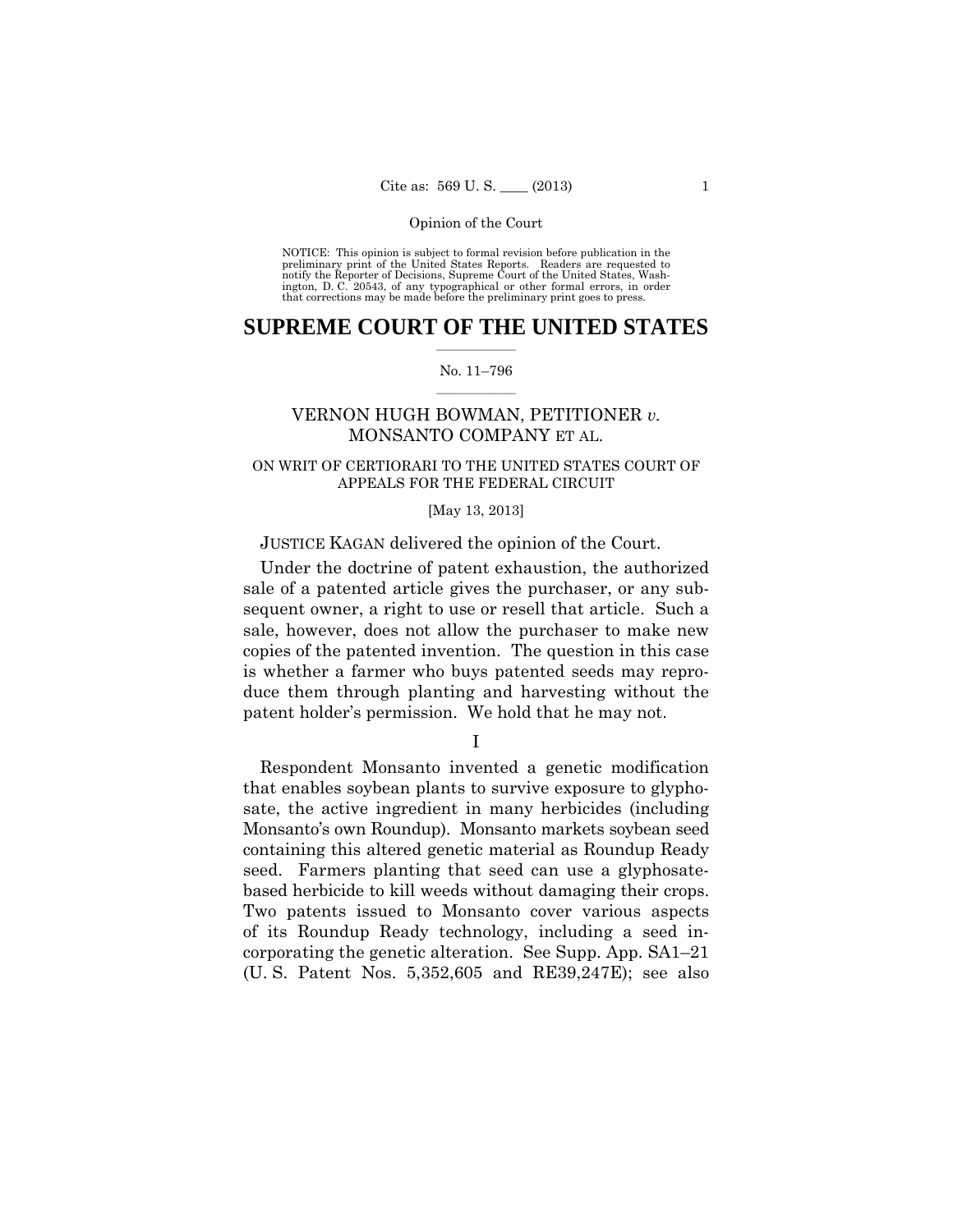Opinion of the Court

NOTICE: This opinion is subject to formal revision before publication in the preliminary print of the United States Reports. Readers are requested to notify the Reporter of Decisions, Supreme Court of the United States, Washington, D. C. 20543, of any typographical or other formal errors, in order that corrections may be made before the preliminary print goes to press.

# SUPREME COURT OF THE UNITED STATES

No. 11–796

## VERNON HUGH BOWMAN, PETITIONER *v.* MONSANTO COMPANY ET AL.

ON WRIT OF CERTIORARI TO THE UNITED STATES COURT OF APPEALS FOR THE FEDERAL CIRCUIT

[May 13, 2013]

JUSTICE KAGAN delivered the opinion of the Court.

Under the doctrine of patent exhaustion, the authorized sale of a patented article gives the purchaser, or any subsequent owner, a right to use or resell that article. Such a sale, however, does not allow the purchaser to make new copies of the patented invention. The question in this case is whether a farmer who buys patented seeds may reproduce them through planting and harvesting without the patent holder's permission. We hold that he may not.

I

Respondent Monsanto invented a genetic modification that enables soybean plants to survive exposure to glyphosate, the active ingredient in many herbicides (including Monsanto's own Roundup). Monsanto markets soybean seed containing this altered genetic material as Roundup Ready seed. Farmers planting that seed can use a glyphosate-based herbicide to kill weeds without damaging their crops. Two patents issued to Monsanto cover various aspects of its Roundup Ready technology, including a seed incorporating the genetic alteration. See Supp. App. SA1–21 (U. S. Patent Nos. 5,352,605 and RE39,247E); see also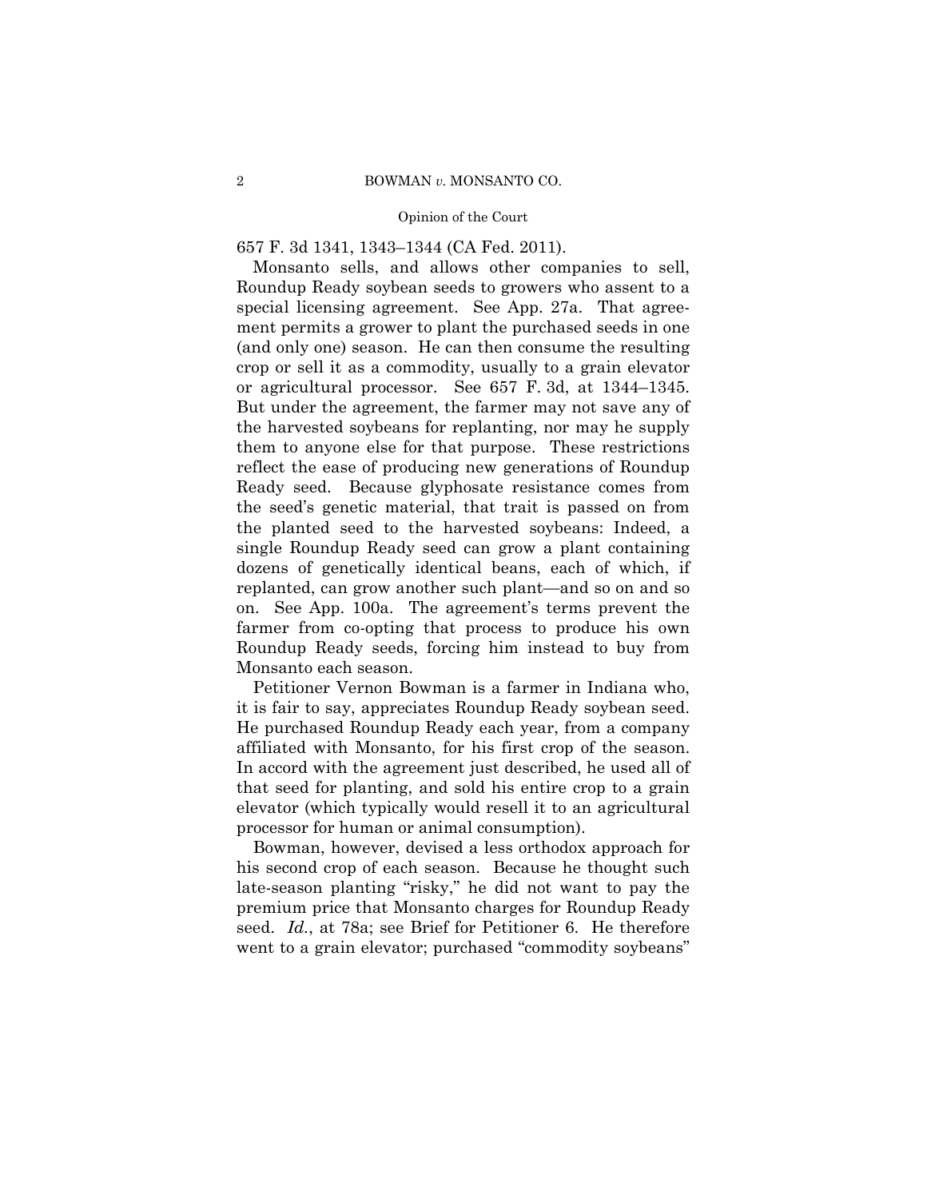657 F. 3d 1341, 1343–1344 (CA Fed. 2011).

Monsanto sells, and allows other companies to sell, Roundup Ready soybean seeds to growers who assent to a special licensing agreement. See App. 27a. That agreement permits a grower to plant the purchased seeds in one (and only one) season. He can then consume the resulting crop or sell it as a commodity, usually to a grain elevator or agricultural processor. See 657 F. 3d, at 1344–1345. But under the agreement, the farmer may not save any of the harvested soybeans for replanting, nor may he supply them to anyone else for that purpose. These restrictions reflect the ease of producing new generations of Roundup Ready seed. Because glyphosate resistance comes from the seed's genetic material, that trait is passed on from the planted seed to the harvested soybeans: Indeed, a single Roundup Ready seed can grow a plant containing dozens of genetically identical beans, each of which, if replanted, can grow another such plant—and so on and so on. See App. 100a. The agreement's terms prevent the farmer from co-opting that process to produce his own Roundup Ready seeds, forcing him instead to buy from Monsanto each season.

Petitioner Vernon Bowman is a farmer in Indiana who, it is fair to say, appreciates Roundup Ready soybean seed. He purchased Roundup Ready each year, from a company affiliated with Monsanto, for his first crop of the season. In accord with the agreement just described, he used all of that seed for planting, and sold his entire crop to a grain elevator (which typically would resell it to an agricultural processor for human or animal consumption).

Bowman, however, devised a less orthodox approach for his second crop of each season. Because he thought such late-season planting "risky," he did not want to pay the premium price that Monsanto charges for Roundup Ready seed. *Id.*, at 78a; see Brief for Petitioner 6. He therefore went to a grain elevator; purchased "commodity soybeans"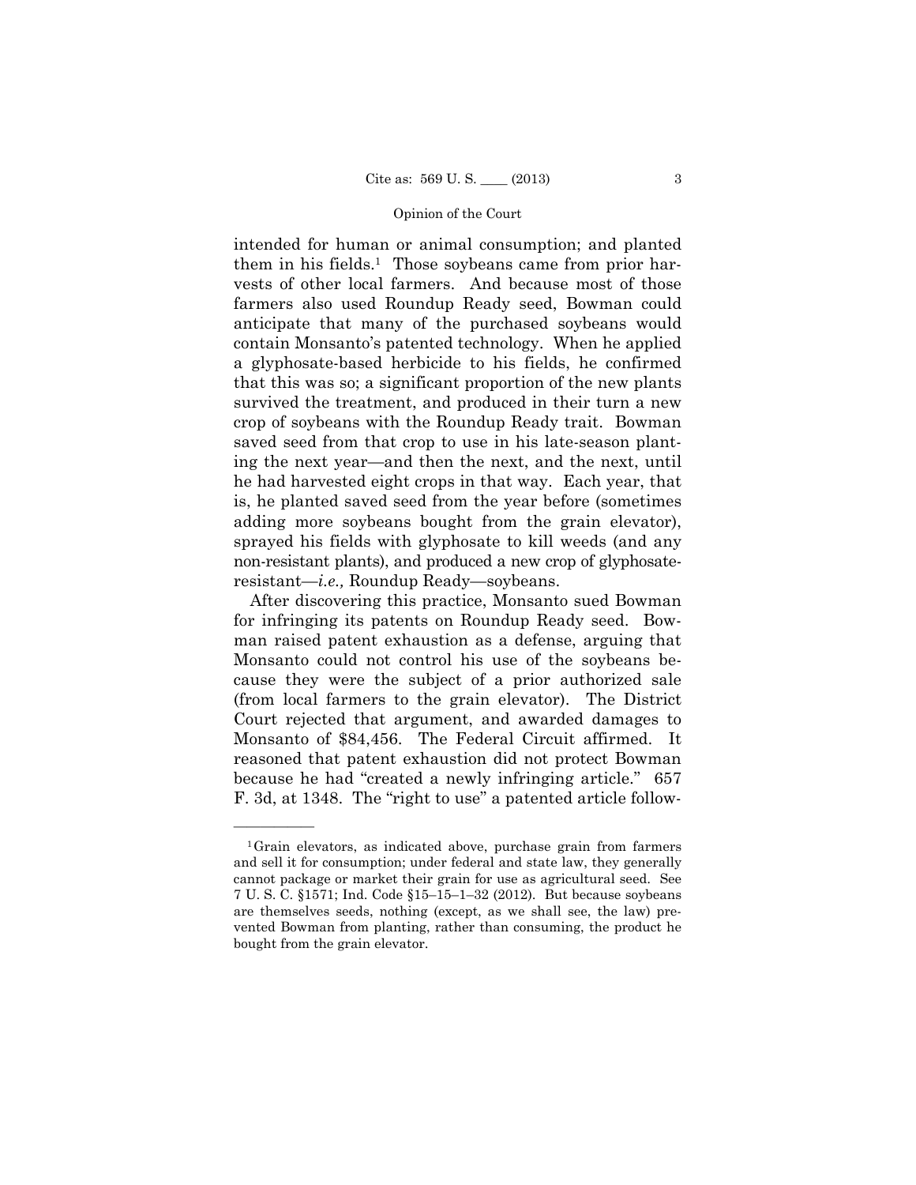intended for human or animal consumption; and planted them in his fields.[1] Those soybeans came from prior harvests of other local farmers. And because most of those farmers also used Roundup Ready seed, Bowman could anticipate that many of the purchased soybeans would contain Monsanto's patented technology. When he applied a glyphosate-based herbicide to his fields, he confirmed that this was so; a significant proportion of the new plants survived the treatment, and produced in their turn a new crop of soybeans with the Roundup Ready trait. Bowman saved seed from that crop to use in his late-season planting the next year—and then the next, and the next, until he had harvested eight crops in that way. Each year, that is, he planted saved seed from the year before (sometimes adding more soybeans bought from the grain elevator), sprayed his fields with glyphosate to kill weeds (and any non-resistant plants), and produced a new crop of glyphosate-resistant—*i.e.,* Roundup Ready—soybeans.

After discovering this practice, Monsanto sued Bowman for infringing its patents on Roundup Ready seed. Bowman raised patent exhaustion as a defense, arguing that Monsanto could not control his use of the soybeans because they were the subject of a prior authorized sale (from local farmers to the grain elevator). The District Court rejected that argument, and awarded damages to Monsanto of $84,456. The Federal Circuit affirmed. It reasoned that patent exhaustion did not protect Bowman because he had "created a newly infringing article." 657 F. 3d, at 1348. The "right to use" a patented article follow-

---

[1] Grain elevators, as indicated above, purchase grain from farmers and sell it for consumption; under federal and state law, they generally cannot package or market their grain for use as agricultural seed. See 7 U. S. C. §1571; Ind. Code §15–15–1–32 (2012). But because soybeans are themselves seeds, nothing (except, as we shall see, the law) prevented Bowman from planting, rather than consuming, the product he bought from the grain elevator.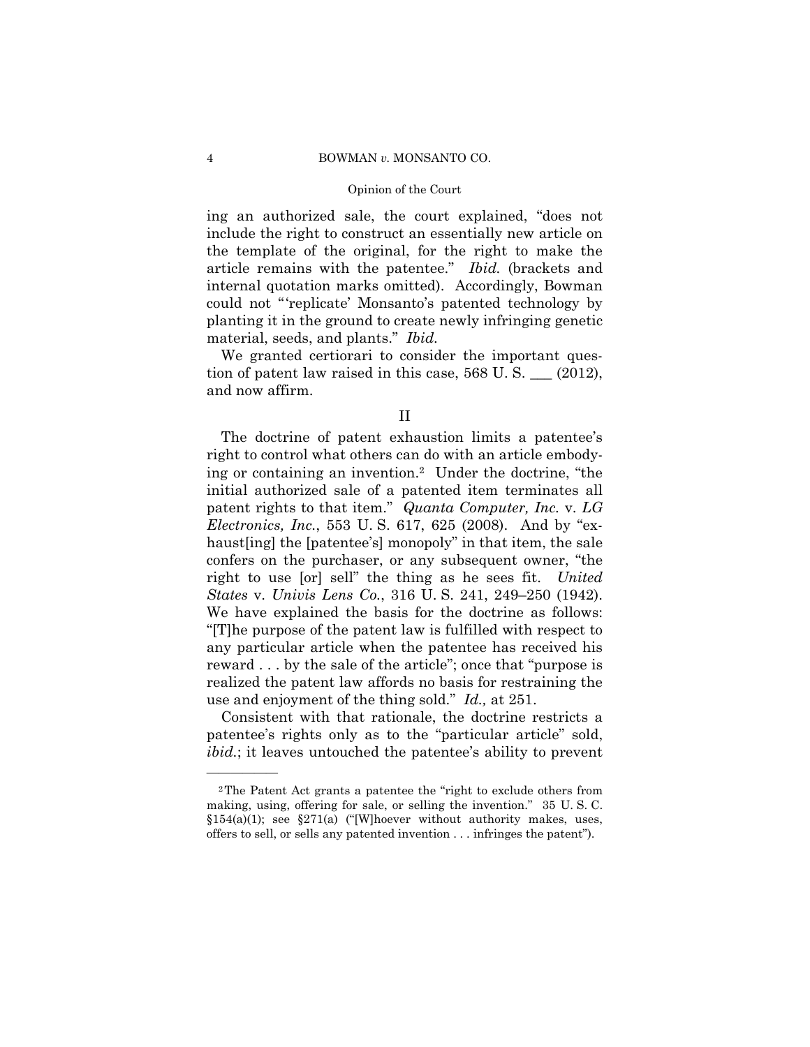ing an authorized sale, the court explained, "does not include the right to construct an essentially new article on the template of the original, for the right to make the article remains with the patentee." *Ibid.* (brackets and internal quotation marks omitted). Accordingly, Bowman could not "'replicate' Monsanto's patented technology by planting it in the ground to create newly infringing genetic material, seeds, and plants." *Ibid.*

We granted certiorari to consider the important question of patent law raised in this case, 568 U. S. ___ (2012), and now affirm.

## II

The doctrine of patent exhaustion limits a patentee's right to control what others can do with an article embodying or containing an invention.[2] Under the doctrine, "the initial authorized sale of a patented item terminates all patent rights to that item." *Quanta Computer, Inc.* v. *LG Electronics, Inc.*, 553 U. S. 617, 625 (2008). And by "exhaust[ing] the [patentee's] monopoly" in that item, the sale confers on the purchaser, or any subsequent owner, "the right to use [or] sell" the thing as he sees fit. *United States* v. *Univis Lens Co.*, 316 U. S. 241, 249–250 (1942). We have explained the basis for the doctrine as follows: "[T]he purpose of the patent law is fulfilled with respect to any particular article when the patentee has received his reward . . . by the sale of the article"; once that "purpose is realized the patent law affords no basis for restraining the use and enjoyment of the thing sold." *Id.,* at 251.

Consistent with that rationale, the doctrine restricts a patentee's rights only as to the "particular article" sold, *ibid.*; it leaves untouched the patentee's ability to prevent

---

[2] The Patent Act grants a patentee the "right to exclude others from making, using, offering for sale, or selling the invention." 35 U. S. C. §154(a)(1); see §271(a) ("[W]hoever without authority makes, uses, offers to sell, or sells any patented invention . . . infringes the patent").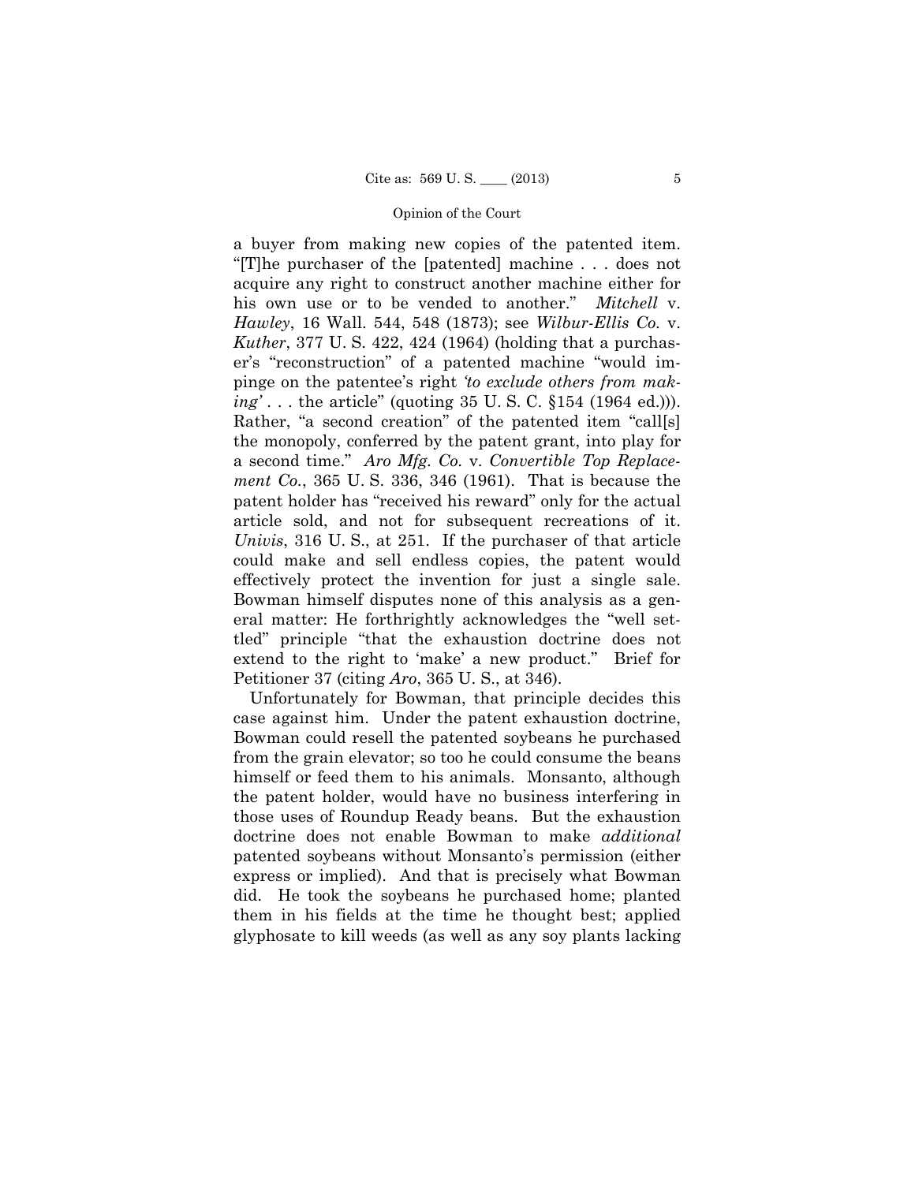a buyer from making new copies of the patented item. "[T]he purchaser of the [patented] machine . . . does not acquire any right to construct another machine either for his own use or to be vended to another." *Mitchell* v. *Hawley*, 16 Wall. 544, 548 (1873); see *Wilbur-Ellis Co.* v. *Kuther*, 377 U. S. 422, 424 (1964) (holding that a purchaser's "reconstruction" of a patented machine "would impinge on the patentee's right *'to exclude others from making'* . . . the article" (quoting 35 U. S. C. §154 (1964 ed.))). Rather, "a second creation" of the patented item "call[s] the monopoly, conferred by the patent grant, into play for a second time." *Aro Mfg. Co.* v. *Convertible Top Replacement Co.*, 365 U. S. 336, 346 (1961). That is because the patent holder has "received his reward" only for the actual article sold, and not for subsequent recreations of it. *Univis*, 316 U. S., at 251. If the purchaser of that article could make and sell endless copies, the patent would effectively protect the invention for just a single sale. Bowman himself disputes none of this analysis as a general matter: He forthrightly acknowledges the "well settled" principle "that the exhaustion doctrine does not extend to the right to 'make' a new product." Brief for Petitioner 37 (citing *Aro*, 365 U. S., at 346).

Unfortunately for Bowman, that principle decides this case against him. Under the patent exhaustion doctrine, Bowman could resell the patented soybeans he purchased from the grain elevator; so too he could consume the beans himself or feed them to his animals. Monsanto, although the patent holder, would have no business interfering in those uses of Roundup Ready beans. But the exhaustion doctrine does not enable Bowman to make *additional* patented soybeans without Monsanto's permission (either express or implied). And that is precisely what Bowman did. He took the soybeans he purchased home; planted them in his fields at the time he thought best; applied glyphosate to kill weeds (as well as any soy plants lacking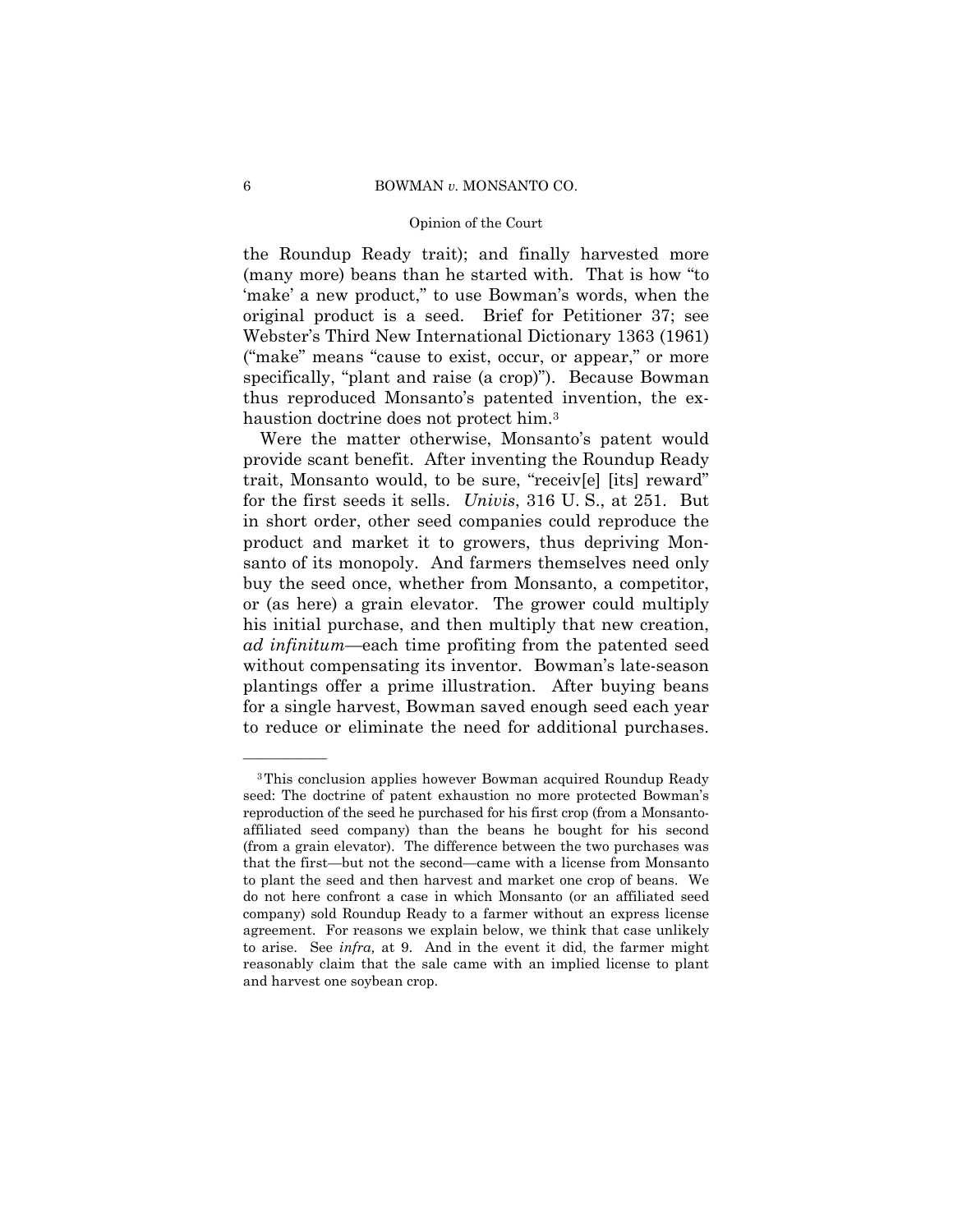the Roundup Ready trait); and finally harvested more (many more) beans than he started with. That is how "to 'make' a new product," to use Bowman's words, when the original product is a seed. Brief for Petitioner 37; see Webster's Third New International Dictionary 1363 (1961) ("make" means "cause to exist, occur, or appear," or more specifically, "plant and raise (a crop)"). Because Bowman thus reproduced Monsanto's patented invention, the exhaustion doctrine does not protect him.[3]

Were the matter otherwise, Monsanto's patent would provide scant benefit. After inventing the Roundup Ready trait, Monsanto would, to be sure, "receiv[e] [its] reward" for the first seeds it sells. *Univis*, 316 U. S., at 251. But in short order, other seed companies could reproduce the product and market it to growers, thus depriving Monsanto of its monopoly. And farmers themselves need only buy the seed once, whether from Monsanto, a competitor, or (as here) a grain elevator. The grower could multiply his initial purchase, and then multiply that new creation, *ad infinitum*—each time profiting from the patented seed without compensating its inventor. Bowman's late-season plantings offer a prime illustration. After buying beans for a single harvest, Bowman saved enough seed each year to reduce or eliminate the need for additional purchases.

---

[3] This conclusion applies however Bowman acquired Roundup Ready seed: The doctrine of patent exhaustion no more protected Bowman's reproduction of the seed he purchased for his first crop (from a Monsanto-affiliated seed company) than the beans he bought for his second (from a grain elevator). The difference between the two purchases was that the first—but not the second—came with a license from Monsanto to plant the seed and then harvest and market one crop of beans. We do not here confront a case in which Monsanto (or an affiliated seed company) sold Roundup Ready to a farmer without an express license agreement. For reasons we explain below, we think that case unlikely to arise. See *infra,* at 9. And in the event it did, the farmer might reasonably claim that the sale came with an implied license to plant and harvest one soybean crop.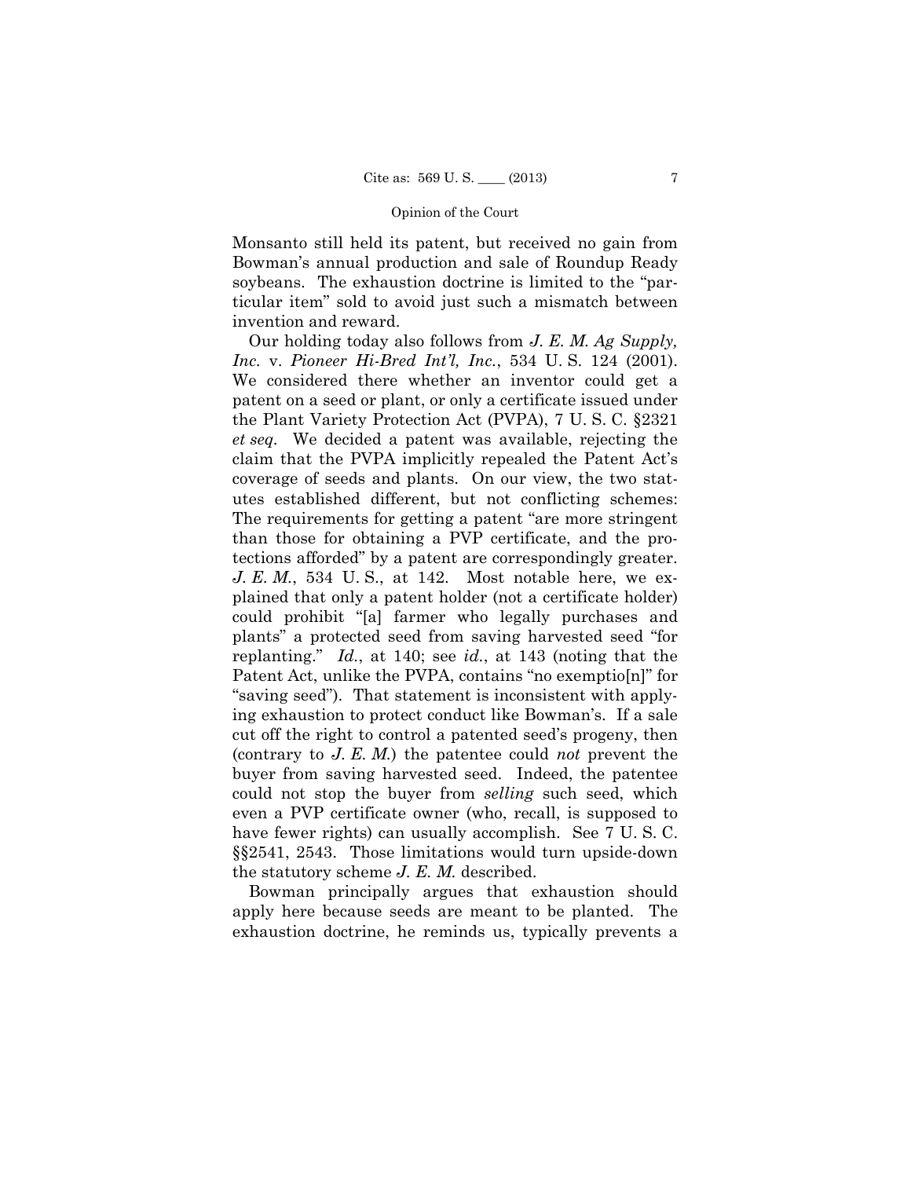Monsanto still held its patent, but received no gain from Bowman's annual production and sale of Roundup Ready soybeans. The exhaustion doctrine is limited to the "particular item" sold to avoid just such a mismatch between invention and reward.

Our holding today also follows from *J. E. M. Ag Supply, Inc.* v. *Pioneer Hi-Bred Int'l, Inc.*, 534 U. S. 124 (2001). We considered there whether an inventor could get a patent on a seed or plant, or only a certificate issued under the Plant Variety Protection Act (PVPA), 7 U. S. C. §2321 *et seq.* We decided a patent was available, rejecting the claim that the PVPA implicitly repealed the Patent Act's coverage of seeds and plants. On our view, the two statutes established different, but not conflicting schemes: The requirements for getting a patent "are more stringent than those for obtaining a PVP certificate, and the protections afforded" by a patent are correspondingly greater. *J. E. M.*, 534 U. S., at 142. Most notable here, we explained that only a patent holder (not a certificate holder) could prohibit "[a] farmer who legally purchases and plants" a protected seed from saving harvested seed "for replanting." *Id.*, at 140; see *id.*, at 143 (noting that the Patent Act, unlike the PVPA, contains "no exemptio[n]" for "saving seed"). That statement is inconsistent with applying exhaustion to protect conduct like Bowman's. If a sale cut off the right to control a patented seed's progeny, then (contrary to *J. E. M.*) the patentee could *not* prevent the buyer from saving harvested seed. Indeed, the patentee could not stop the buyer from *selling* such seed, which even a PVP certificate owner (who, recall, is supposed to have fewer rights) can usually accomplish. See 7 U. S. C. §§2541, 2543. Those limitations would turn upside-down the statutory scheme *J. E. M.* described.

Bowman principally argues that exhaustion should apply here because seeds are meant to be planted. The exhaustion doctrine, he reminds us, typically prevents a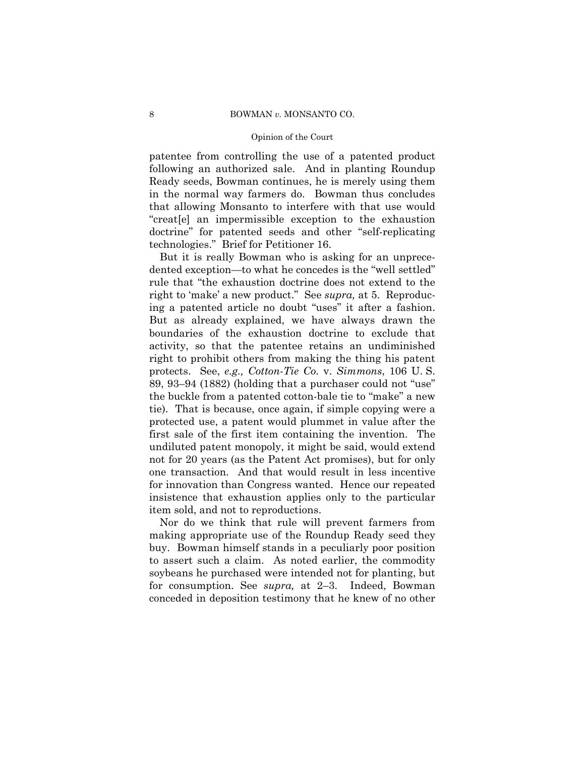patentee from controlling the use of a patented product following an authorized sale. And in planting Roundup Ready seeds, Bowman continues, he is merely using them in the normal way farmers do. Bowman thus concludes that allowing Monsanto to interfere with that use would "creat[e] an impermissible exception to the exhaustion doctrine" for patented seeds and other "self-replicating technologies." Brief for Petitioner 16.

But it is really Bowman who is asking for an unprecedented exception—to what he concedes is the "well settled" rule that "the exhaustion doctrine does not extend to the right to 'make' a new product." See *supra,* at 5. Reproducing a patented article no doubt "uses" it after a fashion. But as already explained, we have always drawn the boundaries of the exhaustion doctrine to exclude that activity, so that the patentee retains an undiminished right to prohibit others from making the thing his patent protects. See, *e.g., Cotton-Tie Co.* v. *Simmons*, 106 U. S. 89, 93–94 (1882) (holding that a purchaser could not "use" the buckle from a patented cotton-bale tie to "make" a new tie). That is because, once again, if simple copying were a protected use, a patent would plummet in value after the first sale of the first item containing the invention. The undiluted patent monopoly, it might be said, would extend not for 20 years (as the Patent Act promises), but for only one transaction. And that would result in less incentive for innovation than Congress wanted. Hence our repeated insistence that exhaustion applies only to the particular item sold, and not to reproductions.

Nor do we think that rule will prevent farmers from making appropriate use of the Roundup Ready seed they buy. Bowman himself stands in a peculiarly poor position to assert such a claim. As noted earlier, the commodity soybeans he purchased were intended not for planting, but for consumption. See *supra,* at 2–3. Indeed, Bowman conceded in deposition testimony that he knew of no other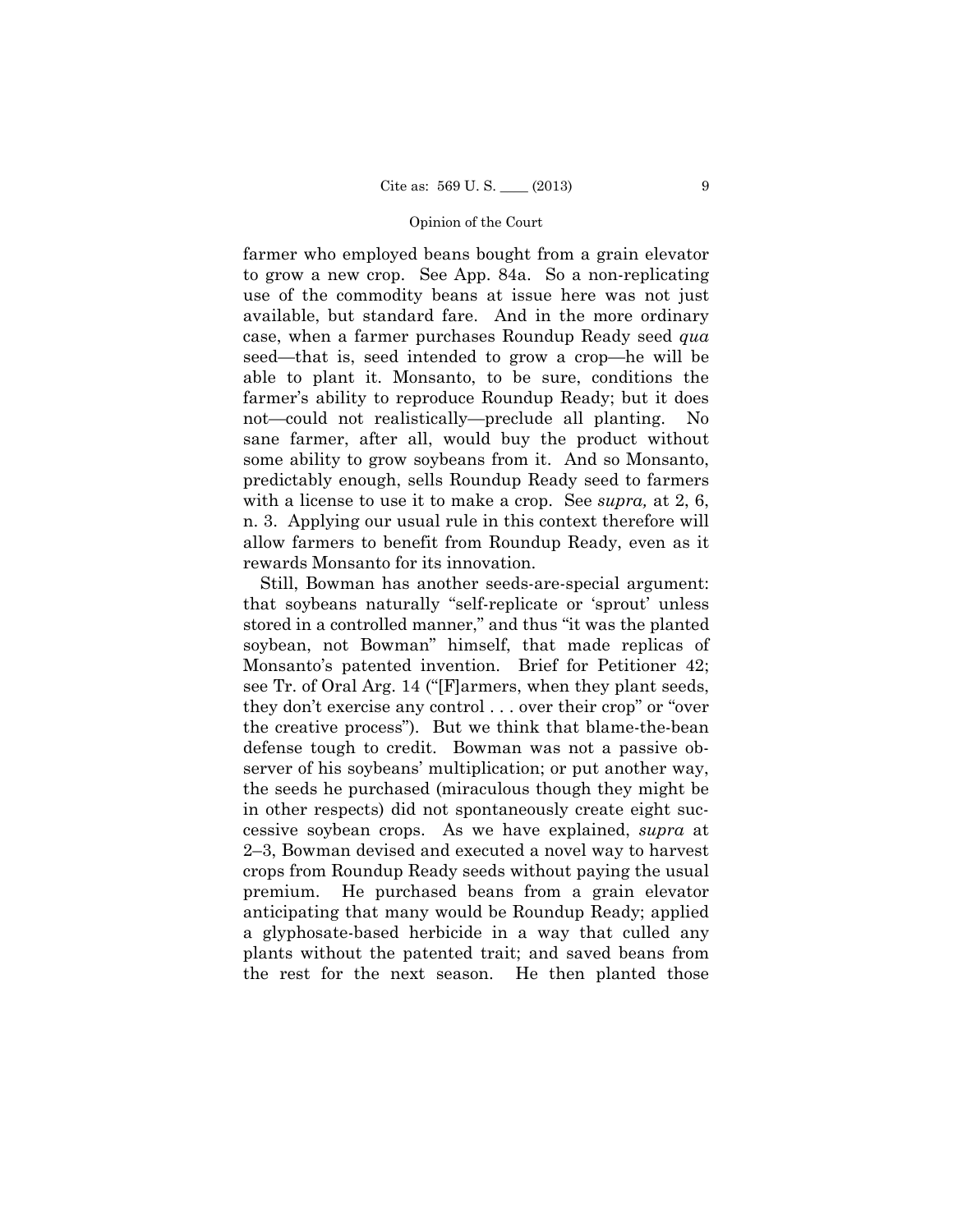farmer who employed beans bought from a grain elevator to grow a new crop. See App. 84a. So a non-replicating use of the commodity beans at issue here was not just available, but standard fare. And in the more ordinary case, when a farmer purchases Roundup Ready seed *qua* seed—that is, seed intended to grow a crop—he will be able to plant it. Monsanto, to be sure, conditions the farmer's ability to reproduce Roundup Ready; but it does not—could not realistically—preclude all planting. No sane farmer, after all, would buy the product without some ability to grow soybeans from it. And so Monsanto, predictably enough, sells Roundup Ready seed to farmers with a license to use it to make a crop. See *supra,* at 2, 6, n. 3. Applying our usual rule in this context therefore will allow farmers to benefit from Roundup Ready, even as it rewards Monsanto for its innovation.

Still, Bowman has another seeds-are-special argument: that soybeans naturally "self-replicate or 'sprout' unless stored in a controlled manner," and thus "it was the planted soybean, not Bowman" himself, that made replicas of Monsanto's patented invention. Brief for Petitioner 42; see Tr. of Oral Arg. 14 ("[F]armers, when they plant seeds, they don't exercise any control . . . over their crop" or "over the creative process"). But we think that blame-the-bean defense tough to credit. Bowman was not a passive observer of his soybeans' multiplication; or put another way, the seeds he purchased (miraculous though they might be in other respects) did not spontaneously create eight successive soybean crops. As we have explained, *supra* at 2–3, Bowman devised and executed a novel way to harvest crops from Roundup Ready seeds without paying the usual premium. He purchased beans from a grain elevator anticipating that many would be Roundup Ready; applied a glyphosate-based herbicide in a way that culled any plants without the patented trait; and saved beans from the rest for the next season. He then planted those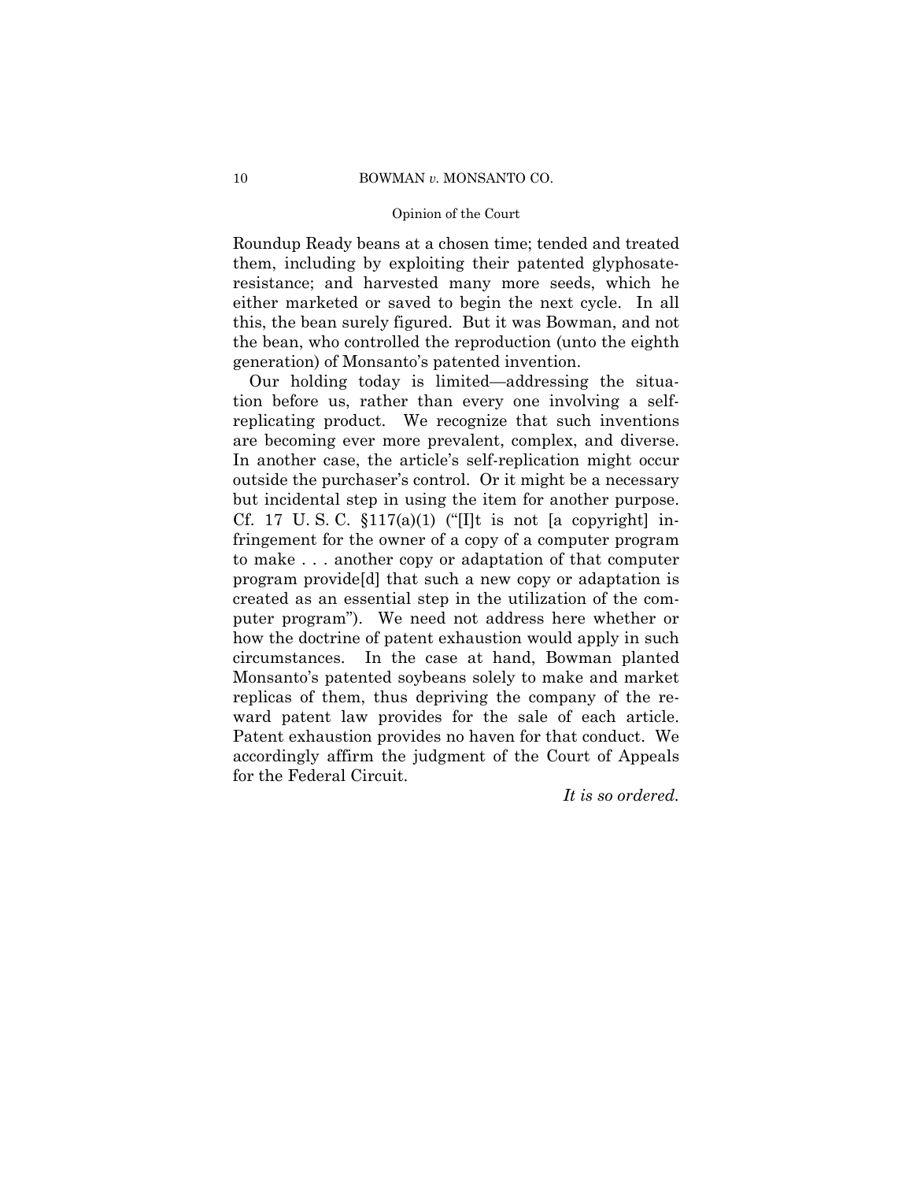Roundup Ready beans at a chosen time; tended and treated them, including by exploiting their patented glyphosate-resistance; and harvested many more seeds, which he either marketed or saved to begin the next cycle. In all this, the bean surely figured. But it was Bowman, and not the bean, who controlled the reproduction (unto the eighth generation) of Monsanto's patented invention.

Our holding today is limited—addressing the situation before us, rather than every one involving a self-replicating product. We recognize that such inventions are becoming ever more prevalent, complex, and diverse. In another case, the article's self-replication might occur outside the purchaser's control. Or it might be a necessary but incidental step in using the item for another purpose. Cf. 17 U. S. C. §117(a)(1) ("[I]t is not [a copyright] infringement for the owner of a copy of a computer program to make . . . another copy or adaptation of that computer program provide[d] that such a new copy or adaptation is created as an essential step in the utilization of the computer program"). We need not address here whether or how the doctrine of patent exhaustion would apply in such circumstances. In the case at hand, Bowman planted Monsanto's patented soybeans solely to make and market replicas of them, thus depriving the company of the reward patent law provides for the sale of each article. Patent exhaustion provides no haven for that conduct. We accordingly affirm the judgment of the Court of Appeals for the Federal Circuit.

*It is so ordered.*